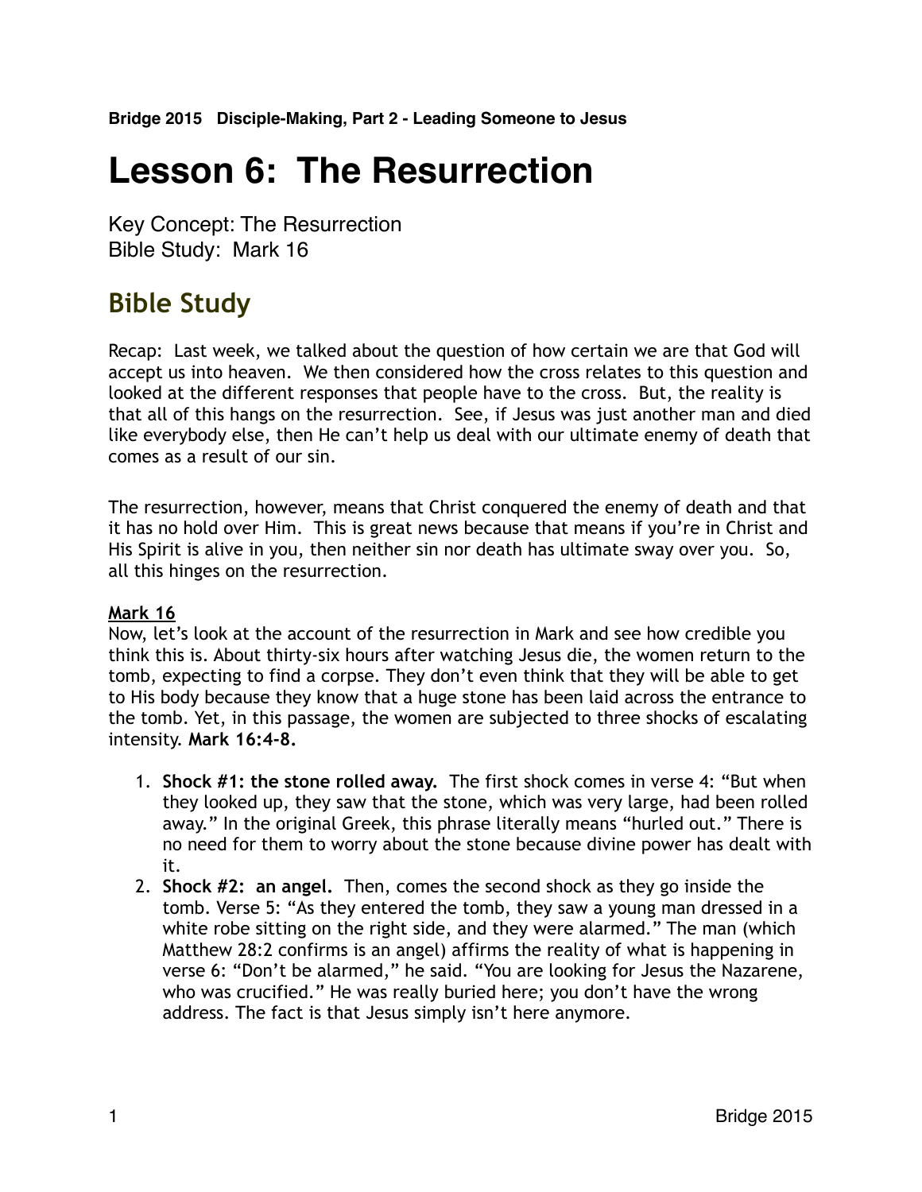**Bridge 2015 Disciple-Making, Part 2 - Leading Someone to Jesus**

# Lesson 6: The Resurrection

Key Concept: The Resurrection
Bible Study: Mark 16

## Bible Study

Recap: Last week, we talked about the question of how certain we are that God will accept us into heaven. We then considered how the cross relates to this question and looked at the different responses that people have to the cross. But, the reality is that all of this hangs on the resurrection. See, if Jesus was just another man and died like everybody else, then He can't help us deal with our ultimate enemy of death that comes as a result of our sin.

The resurrection, however, means that Christ conquered the enemy of death and that it has no hold over Him. This is great news because that means if you're in Christ and His Spirit is alive in you, then neither sin nor death has ultimate sway over you. So, all this hinges on the resurrection.

**Mark 16**

Now, let's look at the account of the resurrection in Mark and see how credible you think this is. About thirty-six hours after watching Jesus die, the women return to the tomb, expecting to find a corpse. They don't even think that they will be able to get to His body because they know that a huge stone has been laid across the entrance to the tomb. Yet, in this passage, the women are subjected to three shocks of escalating intensity. **Mark 16:4-8.**

1. **Shock #1: the stone rolled away.** The first shock comes in verse 4: "But when they looked up, they saw that the stone, which was very large, had been rolled away." In the original Greek, this phrase literally means "hurled out." There is no need for them to worry about the stone because divine power has dealt with it.
2. **Shock #2: an angel.** Then, comes the second shock as they go inside the tomb. Verse 5: "As they entered the tomb, they saw a young man dressed in a white robe sitting on the right side, and they were alarmed." The man (which Matthew 28:2 confirms is an angel) affirms the reality of what is happening in verse 6: "Don't be alarmed," he said. "You are looking for Jesus the Nazarene, who was crucified." He was really buried here; you don't have the wrong address. The fact is that Jesus simply isn't here anymore.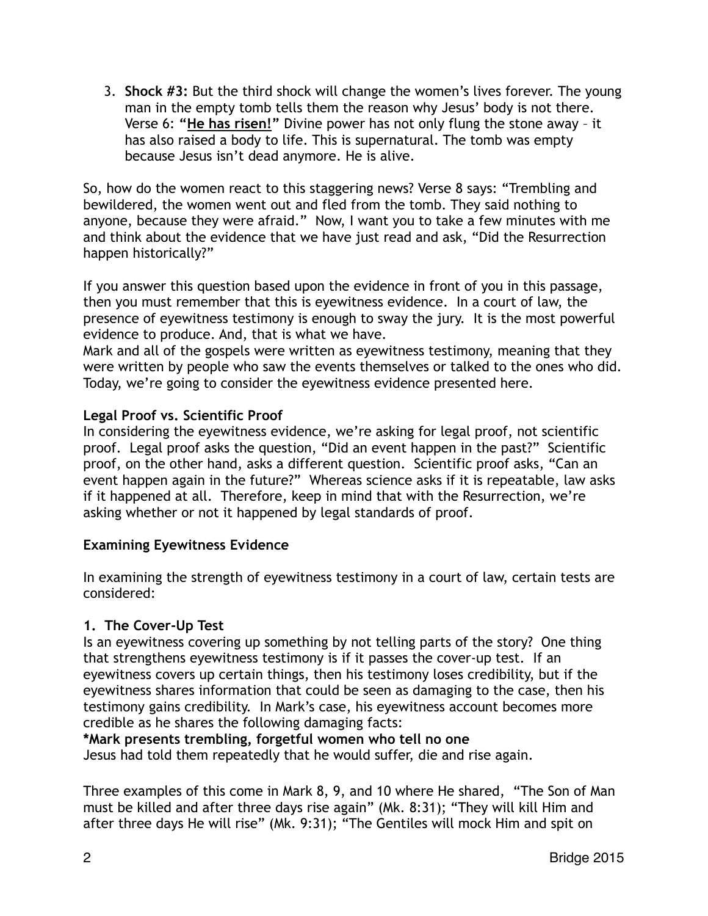3. **Shock #3:** But the third shock will change the women's lives forever. The young man in the empty tomb tells them the reason why Jesus' body is not there. Verse 6: **"He has risen!"** Divine power has not only flung the stone away – it has also raised a body to life. This is supernatural. The tomb was empty because Jesus isn't dead anymore. He is alive.

So, how do the women react to this staggering news? Verse 8 says: "Trembling and bewildered, the women went out and fled from the tomb. They said nothing to anyone, because they were afraid." Now, I want you to take a few minutes with me and think about the evidence that we have just read and ask, "Did the Resurrection happen historically?"

If you answer this question based upon the evidence in front of you in this passage, then you must remember that this is eyewitness evidence. In a court of law, the presence of eyewitness testimony is enough to sway the jury. It is the most powerful evidence to produce. And, that is what we have.
Mark and all of the gospels were written as eyewitness testimony, meaning that they were written by people who saw the events themselves or talked to the ones who did. Today, we're going to consider the eyewitness evidence presented here.

**Legal Proof vs. Scientific Proof**
In considering the eyewitness evidence, we're asking for legal proof, not scientific proof. Legal proof asks the question, "Did an event happen in the past?" Scientific proof, on the other hand, asks a different question. Scientific proof asks, "Can an event happen again in the future?" Whereas science asks if it is repeatable, law asks if it happened at all. Therefore, keep in mind that with the Resurrection, we're asking whether or not it happened by legal standards of proof.

**Examining Eyewitness Evidence**

In examining the strength of eyewitness testimony in a court of law, certain tests are considered:

**1. The Cover-Up Test**
Is an eyewitness covering up something by not telling parts of the story? One thing that strengthens eyewitness testimony is if it passes the cover-up test. If an eyewitness covers up certain things, then his testimony loses credibility, but if the eyewitness shares information that could be seen as damaging to the case, then his testimony gains credibility. In Mark's case, his eyewitness account becomes more credible as he shares the following damaging facts:
**\*Mark presents trembling, forgetful women who tell no one**
Jesus had told them repeatedly that he would suffer, die and rise again.

Three examples of this come in Mark 8, 9, and 10 where He shared, "The Son of Man must be killed and after three days rise again" (Mk. 8:31); "They will kill Him and after three days He will rise" (Mk. 9:31); "The Gentiles will mock Him and spit on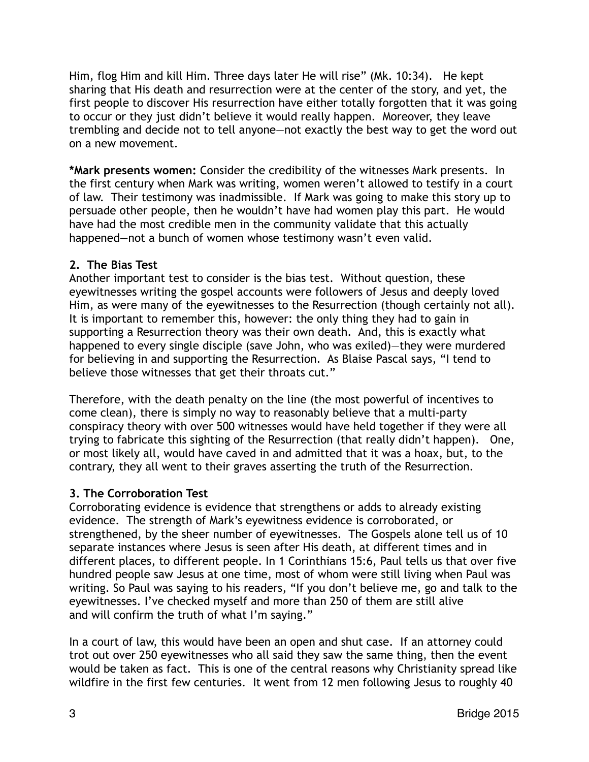Him, flog Him and kill Him. Three days later He will rise" (Mk. 10:34). He kept sharing that His death and resurrection were at the center of the story, and yet, the first people to discover His resurrection have either totally forgotten that it was going to occur or they just didn't believe it would really happen. Moreover, they leave trembling and decide not to tell anyone—not exactly the best way to get the word out on a new movement.

***Mark presents women:** Consider the credibility of the witnesses Mark presents. In the first century when Mark was writing, women weren't allowed to testify in a court of law. Their testimony was inadmissible. If Mark was going to make this story up to persuade other people, then he wouldn't have had women play this part. He would have had the most credible men in the community validate that this actually happened—not a bunch of women whose testimony wasn't even valid.

**2. The Bias Test**

Another important test to consider is the bias test. Without question, these eyewitnesses writing the gospel accounts were followers of Jesus and deeply loved Him, as were many of the eyewitnesses to the Resurrection (though certainly not all). It is important to remember this, however: the only thing they had to gain in supporting a Resurrection theory was their own death. And, this is exactly what happened to every single disciple (save John, who was exiled)—they were murdered for believing in and supporting the Resurrection. As Blaise Pascal says, "I tend to believe those witnesses that get their throats cut."

Therefore, with the death penalty on the line (the most powerful of incentives to come clean), there is simply no way to reasonably believe that a multi-party conspiracy theory with over 500 witnesses would have held together if they were all trying to fabricate this sighting of the Resurrection (that really didn't happen). One, or most likely all, would have caved in and admitted that it was a hoax, but, to the contrary, they all went to their graves asserting the truth of the Resurrection.

**3. The Corroboration Test**

Corroborating evidence is evidence that strengthens or adds to already existing evidence. The strength of Mark's eyewitness evidence is corroborated, or strengthened, by the sheer number of eyewitnesses. The Gospels alone tell us of 10 separate instances where Jesus is seen after His death, at different times and in different places, to different people. In 1 Corinthians 15:6, Paul tells us that over five hundred people saw Jesus at one time, most of whom were still living when Paul was writing. So Paul was saying to his readers, "If you don't believe me, go and talk to the eyewitnesses. I've checked myself and more than 250 of them are still alive and will confirm the truth of what I'm saying."

In a court of law, this would have been an open and shut case. If an attorney could trot out over 250 eyewitnesses who all said they saw the same thing, then the event would be taken as fact. This is one of the central reasons why Christianity spread like wildfire in the first few centuries. It went from 12 men following Jesus to roughly 40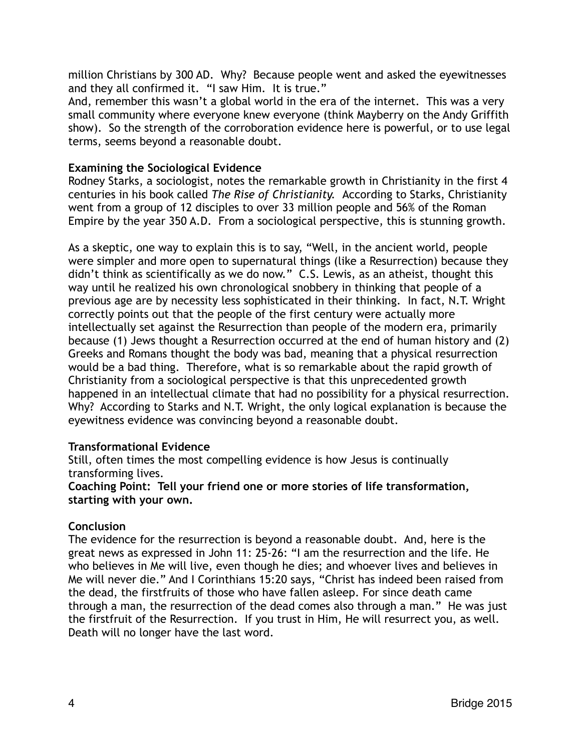million Christians by 300 AD. Why? Because people went and asked the eyewitnesses and they all confirmed it. "I saw Him. It is true."

And, remember this wasn't a global world in the era of the internet. This was a very small community where everyone knew everyone (think Mayberry on the Andy Griffith show). So the strength of the corroboration evidence here is powerful, or to use legal terms, seems beyond a reasonable doubt.

**Examining the Sociological Evidence**

Rodney Starks, a sociologist, notes the remarkable growth in Christianity in the first 4 centuries in his book called *The Rise of Christianity.* According to Starks, Christianity went from a group of 12 disciples to over 33 million people and 56% of the Roman Empire by the year 350 A.D. From a sociological perspective, this is stunning growth.

As a skeptic, one way to explain this is to say, "Well, in the ancient world, people were simpler and more open to supernatural things (like a Resurrection) because they didn't think as scientifically as we do now." C.S. Lewis, as an atheist, thought this way until he realized his own chronological snobbery in thinking that people of a previous age are by necessity less sophisticated in their thinking. In fact, N.T. Wright correctly points out that the people of the first century were actually more intellectually set against the Resurrection than people of the modern era, primarily because (1) Jews thought a Resurrection occurred at the end of human history and (2) Greeks and Romans thought the body was bad, meaning that a physical resurrection would be a bad thing. Therefore, what is so remarkable about the rapid growth of Christianity from a sociological perspective is that this unprecedented growth happened in an intellectual climate that had no possibility for a physical resurrection. Why? According to Starks and N.T. Wright, the only logical explanation is because the eyewitness evidence was convincing beyond a reasonable doubt.

**Transformational Evidence**

Still, often times the most compelling evidence is how Jesus is continually transforming lives.

**Coaching Point: Tell your friend one or more stories of life transformation, starting with your own.**

**Conclusion**

The evidence for the resurrection is beyond a reasonable doubt. And, here is the great news as expressed in John 11: 25-26: "I am the resurrection and the life. He who believes in Me will live, even though he dies; and whoever lives and believes in Me will never die." And I Corinthians 15:20 says, "Christ has indeed been raised from the dead, the firstfruits of those who have fallen asleep. For since death came through a man, the resurrection of the dead comes also through a man." He was just the firstfruit of the Resurrection. If you trust in Him, He will resurrect you, as well. Death will no longer have the last word.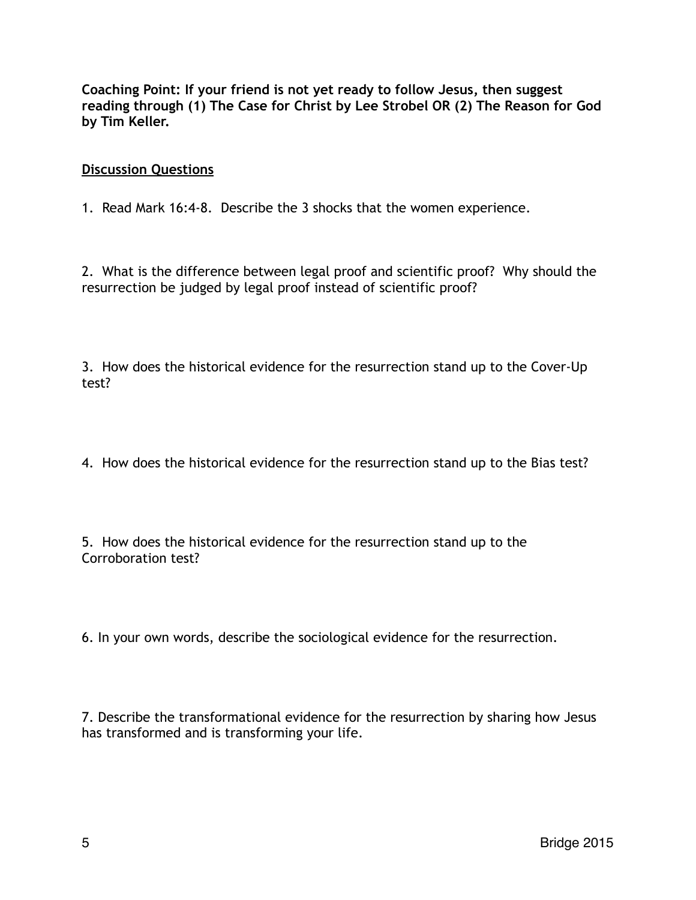**Coaching Point: If your friend is not yet ready to follow Jesus, then suggest reading through (1) The Case for Christ by Lee Strobel OR (2) The Reason for God by Tim Keller.**

## Discussion Questions

1. Read Mark 16:4-8. Describe the 3 shocks that the women experience.

2. What is the difference between legal proof and scientific proof? Why should the resurrection be judged by legal proof instead of scientific proof?

3. How does the historical evidence for the resurrection stand up to the Cover-Up test?

4. How does the historical evidence for the resurrection stand up to the Bias test?

5. How does the historical evidence for the resurrection stand up to the Corroboration test?

6. In your own words, describe the sociological evidence for the resurrection.

7. Describe the transformational evidence for the resurrection by sharing how Jesus has transformed and is transforming your life.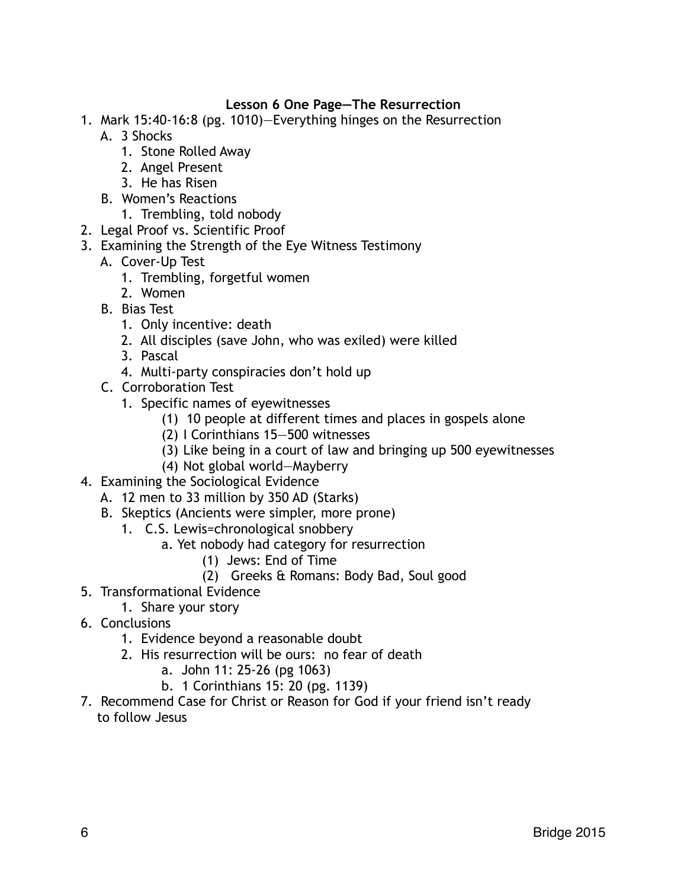**Lesson 6 One Page—The Resurrection**

1. Mark 15:40-16:8 (pg. 1010)—Everything hinges on the Resurrection
   - A. 3 Shocks
     1. Stone Rolled Away
     2. Angel Present
     3. He has Risen
   - B. Women's Reactions
     1. Trembling, told nobody
2. Legal Proof vs. Scientific Proof
3. Examining the Strength of the Eye Witness Testimony
   - A. Cover-Up Test
     1. Trembling, forgetful women
     2. Women
   - B. Bias Test
     1. Only incentive: death
     2. All disciples (save John, who was exiled) were killed
     3. Pascal
     4. Multi-party conspiracies don't hold up
   - C. Corroboration Test
     1. Specific names of eyewitnesses
        - (1) 10 people at different times and places in gospels alone
        - (2) I Corinthians 15—500 witnesses
        - (3) Like being in a court of law and bringing up 500 eyewitnesses
        - (4) Not global world—Mayberry
4. Examining the Sociological Evidence
   - A. 12 men to 33 million by 350 AD (Starks)
   - B. Skeptics (Ancients were simpler, more prone)
     1. C.S. Lewis=chronological snobbery
        - a. Yet nobody had category for resurrection
          - (1) Jews: End of Time
          - (2) Greeks & Romans: Body Bad, Soul good
5. Transformational Evidence
   1. Share your story
6. Conclusions
   1. Evidence beyond a reasonable doubt
   2. His resurrection will be ours: no fear of death
      - a. John 11: 25-26 (pg 1063)
      - b. 1 Corinthians 15: 20 (pg. 1139)
7. Recommend Case for Christ or Reason for God if your friend isn't ready to follow Jesus